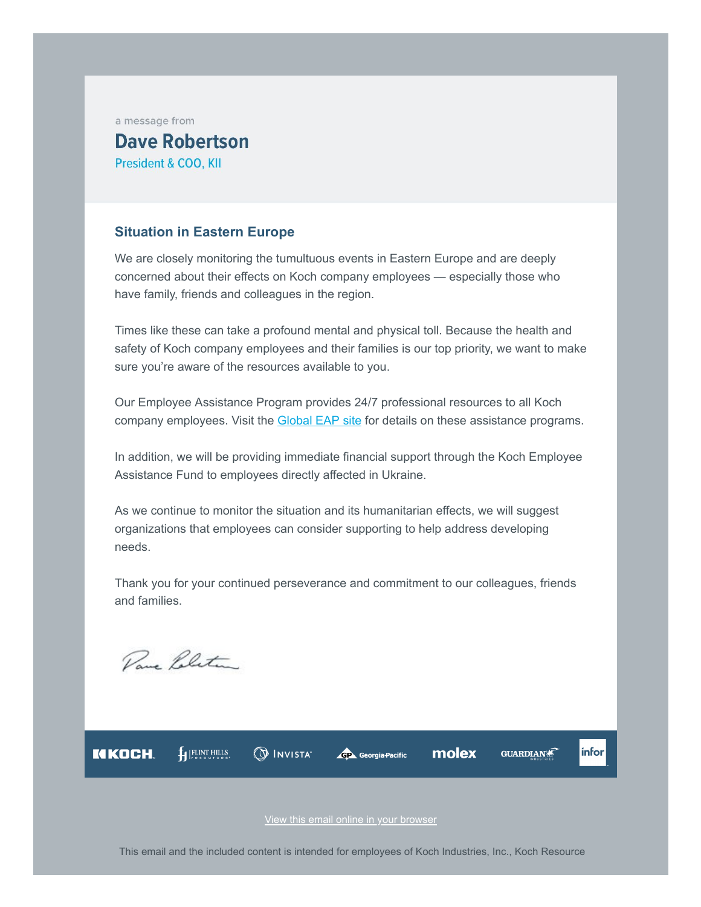a message from

## Dave Robertson

President & COO, KII

### Situation in Eastern Europe

We are closely monitoring the tumultuous events in Eastern Europe and are deeply concerned about their effects on Koch company employees — especially those who have family, friends and colleagues in the region.

Times like these can take a profound mental and physical toll. Because the health and safety of Koch company employees and their families is our top priority, we want to make sure you're aware of the resources available to you.

Our Employee Assistance Program provides 24/7 professional resources to all Koch company employees. Visit the Global EAP site for details on these assistance programs.

In addition, we will be providing immediate financial support through the Koch Employee Assistance Fund to employees directly affected in Ukraine.

As we continue to monitor the situation and its humanitarian effects, we will suggest organizations that employees can consider supporting to help address developing needs.

Thank you for your continued perseverance and commitment to our colleagues, friends and families.

Dave Robertson

KOCH | FLINT HILLS resources | INVISTA | Georgia-Pacific | molex | GUARDIAN INDUSTRIES | infor

View this email online in your browser

This email and the included content is intended for employees of Koch Industries, Inc., Koch Resource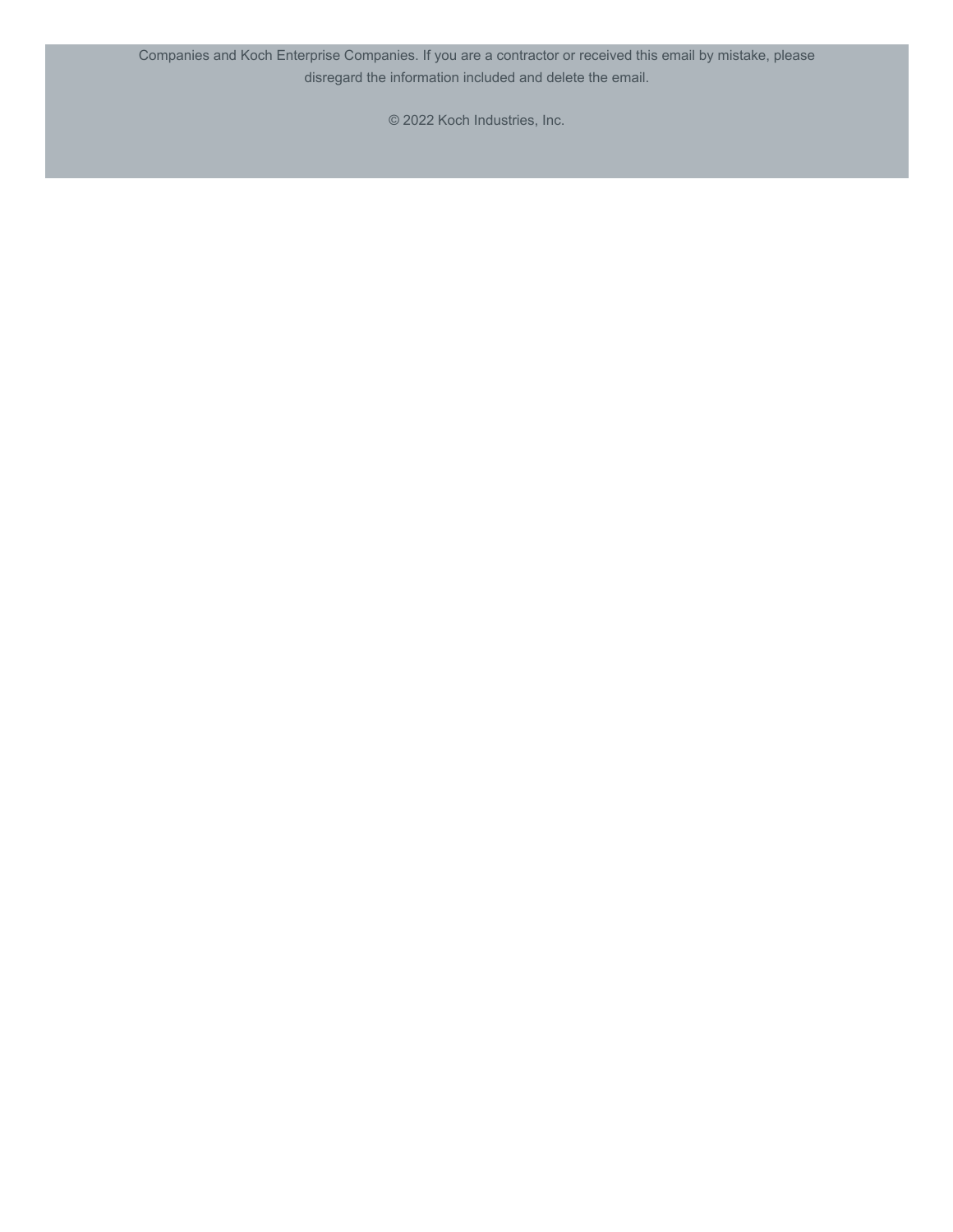Companies and Koch Enterprise Companies. If you are a contractor or received this email by mistake, please disregard the information included and delete the email.

© 2022 Koch Industries, Inc.